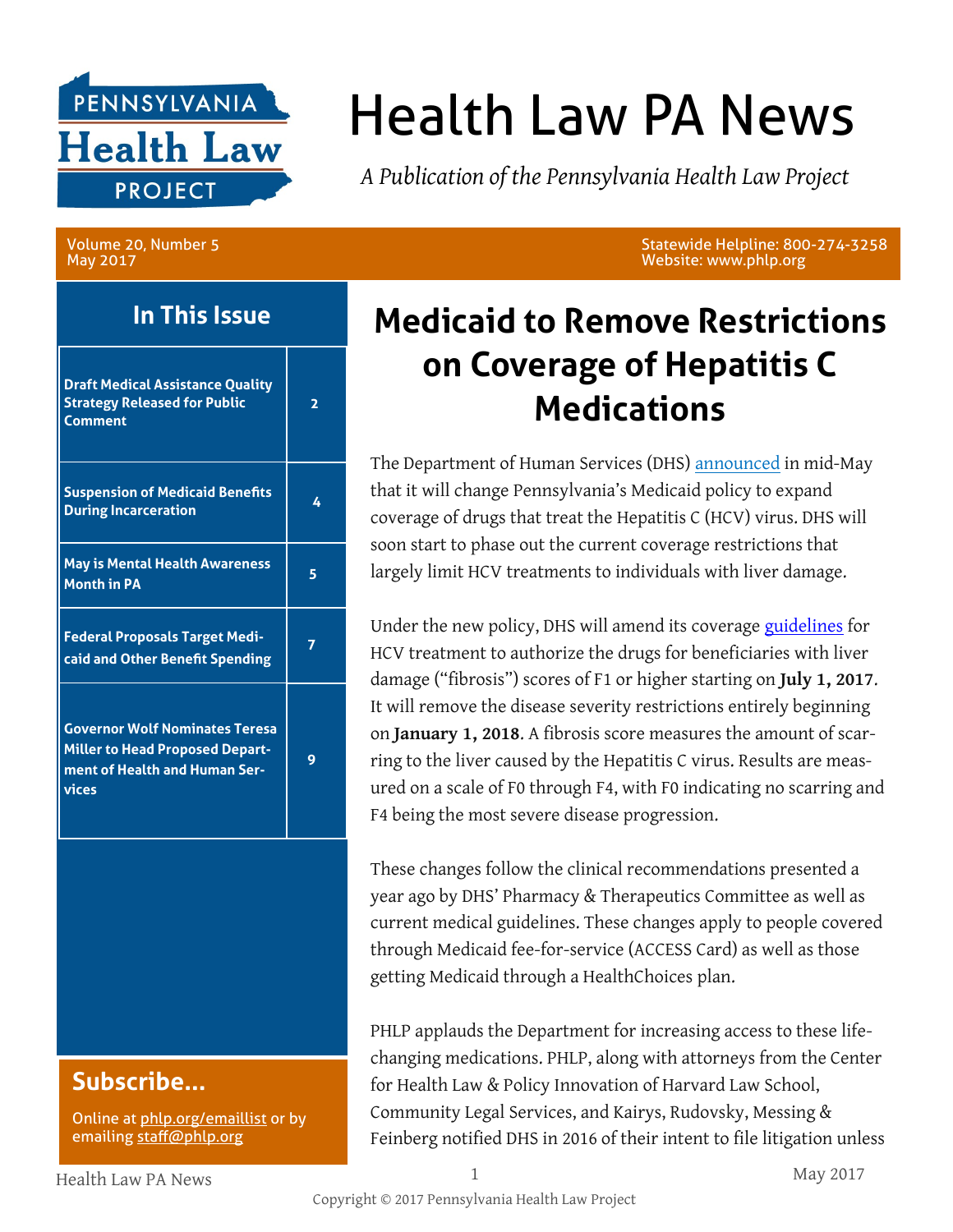# Health Law PA News

*A Publication of the Pennsylvania Health Law Project*

Volume 20, Number 5
May 2017

Statewide Helpline: 800-274-3258
Website: www.phlp.org

## In This Issue

| Article | Page |
| --- | --- |
| Draft Medical Assistance Quality Strategy Released for Public Comment | 2 |
| Suspension of Medicaid Benefits During Incarceration | 4 |
| May is Mental Health Awareness Month in PA | 5 |
| Federal Proposals Target Medicaid and Other Benefit Spending | 7 |
| Governor Wolf Nominates Teresa Miller to Head Proposed Department of Health and Human Services | 9 |

## Subscribe...

Online at phlp.org/emaillist or by emailing staff@phlp.org

# Medicaid to Remove Restrictions on Coverage of Hepatitis C Medications

The Department of Human Services (DHS) announced in mid-May that it will change Pennsylvania's Medicaid policy to expand coverage of drugs that treat the Hepatitis C (HCV) virus. DHS will soon start to phase out the current coverage restrictions that largely limit HCV treatments to individuals with liver damage.

Under the new policy, DHS will amend its coverage guidelines for HCV treatment to authorize the drugs for beneficiaries with liver damage ("fibrosis") scores of F1 or higher starting on **July 1, 2017**. It will remove the disease severity restrictions entirely beginning on **January 1, 2018**. A fibrosis score measures the amount of scarring to the liver caused by the Hepatitis C virus. Results are measured on a scale of F0 through F4, with F0 indicating no scarring and F4 being the most severe disease progression.

These changes follow the clinical recommendations presented a year ago by DHS' Pharmacy & Therapeutics Committee as well as current medical guidelines. These changes apply to people covered through Medicaid fee-for-service (ACCESS Card) as well as those getting Medicaid through a HealthChoices plan.

PHLP applauds the Department for increasing access to these life-changing medications. PHLP, along with attorneys from the Center for Health Law & Policy Innovation of Harvard Law School, Community Legal Services, and Kairys, Rudovsky, Messing & Feinberg notified DHS in 2016 of their intent to file litigation unless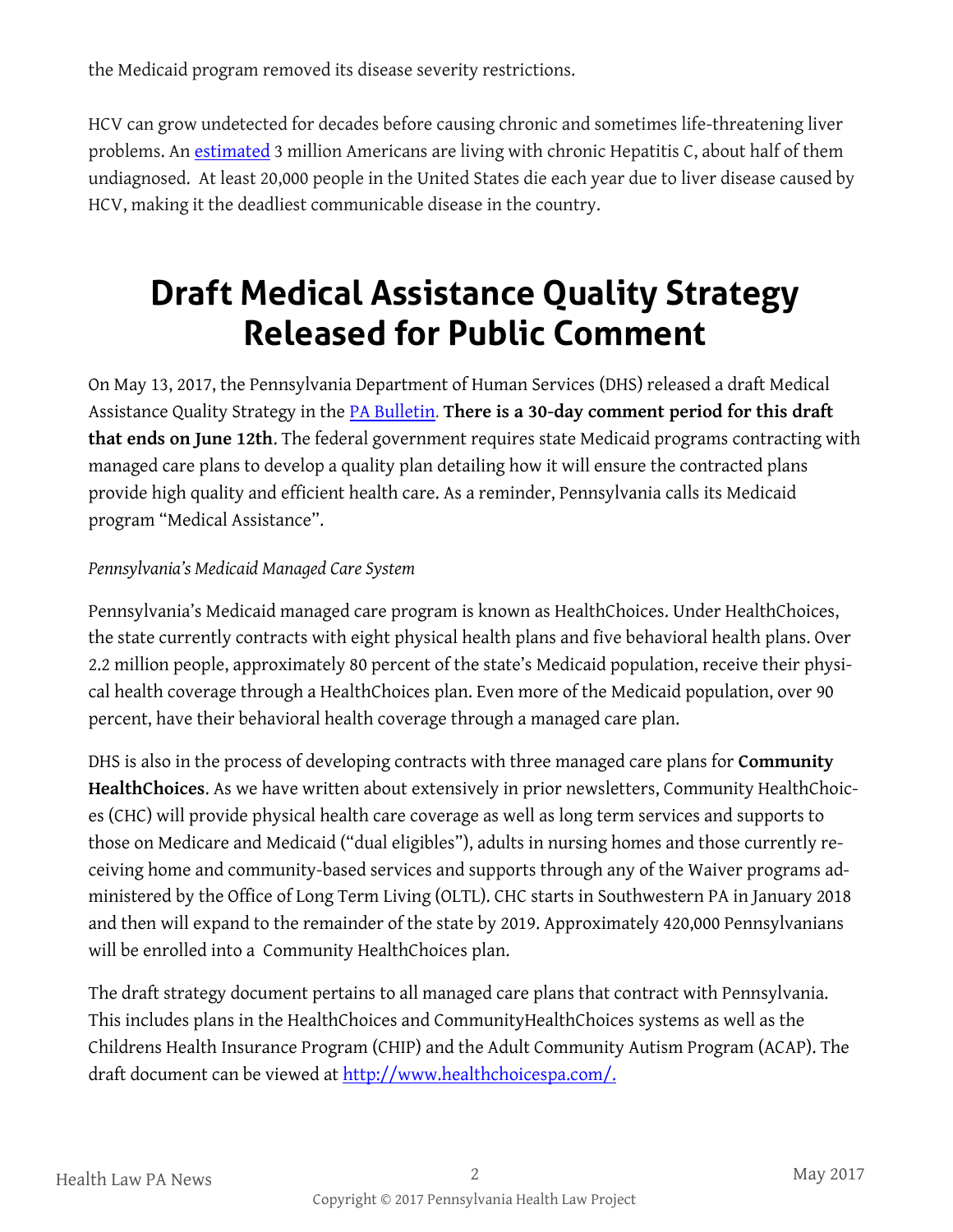the Medicaid program removed its disease severity restrictions.

HCV can grow undetected for decades before causing chronic and sometimes life-threatening liver problems. An [estimated](#) 3 million Americans are living with chronic Hepatitis C, about half of them undiagnosed. At least 20,000 people in the United States die each year due to liver disease caused by HCV, making it the deadliest communicable disease in the country.

# Draft Medical Assistance Quality Strategy Released for Public Comment

On May 13, 2017, the Pennsylvania Department of Human Services (DHS) released a draft Medical Assistance Quality Strategy in the [PA Bulletin](#). **There is a 30-day comment period for this draft that ends on June 12th**. The federal government requires state Medicaid programs contracting with managed care plans to develop a quality plan detailing how it will ensure the contracted plans provide high quality and efficient health care. As a reminder, Pennsylvania calls its Medicaid program "Medical Assistance".

*Pennsylvania's Medicaid Managed Care System*

Pennsylvania's Medicaid managed care program is known as HealthChoices. Under HealthChoices, the state currently contracts with eight physical health plans and five behavioral health plans. Over 2.2 million people, approximately 80 percent of the state's Medicaid population, receive their physical health coverage through a HealthChoices plan. Even more of the Medicaid population, over 90 percent, have their behavioral health coverage through a managed care plan.

DHS is also in the process of developing contracts with three managed care plans for **Community HealthChoices**. As we have written about extensively in prior newsletters, Community HealthChoices (CHC) will provide physical health care coverage as well as long term services and supports to those on Medicare and Medicaid ("dual eligibles"), adults in nursing homes and those currently receiving home and community-based services and supports through any of the Waiver programs administered by the Office of Long Term Living (OLTL). CHC starts in Southwestern PA in January 2018 and then will expand to the remainder of the state by 2019. Approximately 420,000 Pennsylvanians will be enrolled into a Community HealthChoices plan.

The draft strategy document pertains to all managed care plans that contract with Pennsylvania. This includes plans in the HealthChoices and CommunityHealthChoices systems as well as the Childrens Health Insurance Program (CHIP) and the Adult Community Autism Program (ACAP). The draft document can be viewed at [http://www.healthchoicespa.com/.](http://www.healthchoicespa.com/)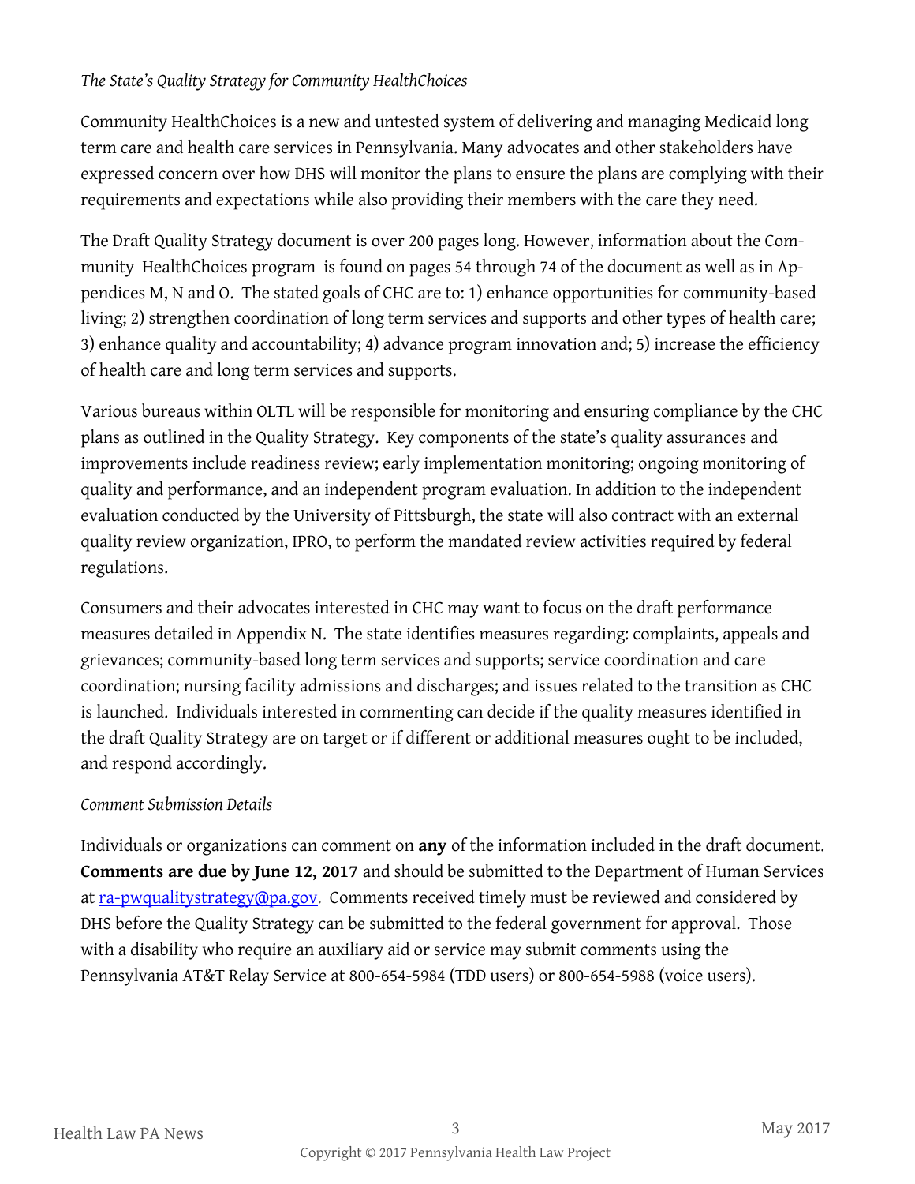*The State's Quality Strategy for Community HealthChoices*

Community HealthChoices is a new and untested system of delivering and managing Medicaid long term care and health care services in Pennsylvania. Many advocates and other stakeholders have expressed concern over how DHS will monitor the plans to ensure the plans are complying with their requirements and expectations while also providing their members with the care they need.

The Draft Quality Strategy document is over 200 pages long. However, information about the Community HealthChoices program is found on pages 54 through 74 of the document as well as in Appendices M, N and O. The stated goals of CHC are to: 1) enhance opportunities for community-based living; 2) strengthen coordination of long term services and supports and other types of health care; 3) enhance quality and accountability; 4) advance program innovation and; 5) increase the efficiency of health care and long term services and supports.

Various bureaus within OLTL will be responsible for monitoring and ensuring compliance by the CHC plans as outlined in the Quality Strategy. Key components of the state's quality assurances and improvements include readiness review; early implementation monitoring; ongoing monitoring of quality and performance, and an independent program evaluation. In addition to the independent evaluation conducted by the University of Pittsburgh, the state will also contract with an external quality review organization, IPRO, to perform the mandated review activities required by federal regulations.

Consumers and their advocates interested in CHC may want to focus on the draft performance measures detailed in Appendix N. The state identifies measures regarding: complaints, appeals and grievances; community-based long term services and supports; service coordination and care coordination; nursing facility admissions and discharges; and issues related to the transition as CHC is launched. Individuals interested in commenting can decide if the quality measures identified in the draft Quality Strategy are on target or if different or additional measures ought to be included, and respond accordingly.

*Comment Submission Details*

Individuals or organizations can comment on **any** of the information included in the draft document. **Comments are due by June 12, 2017** and should be submitted to the Department of Human Services at ra-pwqualitystrategy@pa.gov. Comments received timely must be reviewed and considered by DHS before the Quality Strategy can be submitted to the federal government for approval. Those with a disability who require an auxiliary aid or service may submit comments using the Pennsylvania AT&T Relay Service at 800-654-5984 (TDD users) or 800-654-5988 (voice users).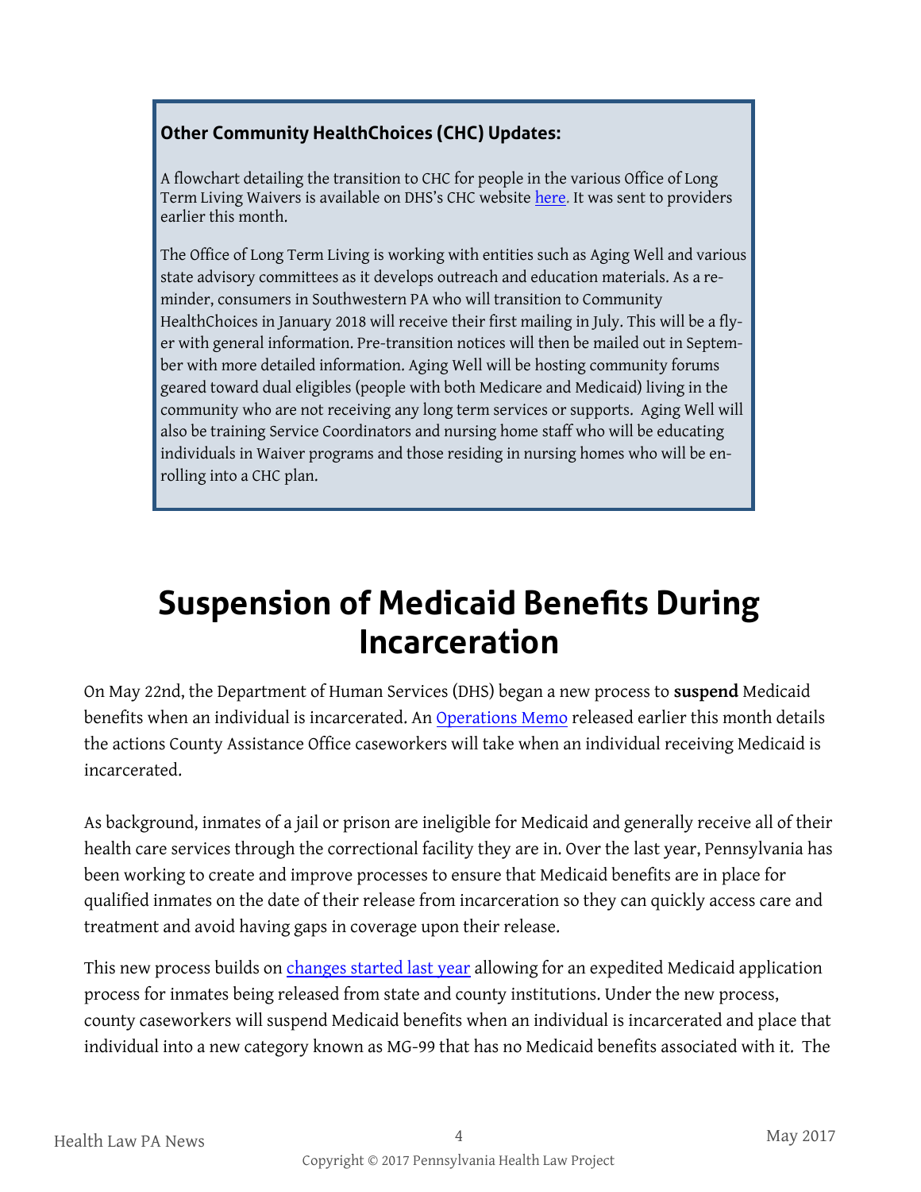### Other Community HealthChoices (CHC) Updates:

A flowchart detailing the transition to CHC for people in the various Office of Long Term Living Waivers is available on DHS's CHC website here. It was sent to providers earlier this month.

The Office of Long Term Living is working with entities such as Aging Well and various state advisory committees as it develops outreach and education materials. As a reminder, consumers in Southwestern PA who will transition to Community HealthChoices in January 2018 will receive their first mailing in July. This will be a flyer with general information. Pre-transition notices will then be mailed out in September with more detailed information. Aging Well will be hosting community forums geared toward dual eligibles (people with both Medicare and Medicaid) living in the community who are not receiving any long term services or supports. Aging Well will also be training Service Coordinators and nursing home staff who will be educating individuals in Waiver programs and those residing in nursing homes who will be enrolling into a CHC plan.

# Suspension of Medicaid Benefits During Incarceration

On May 22nd, the Department of Human Services (DHS) began a new process to **suspend** Medicaid benefits when an individual is incarcerated. An Operations Memo released earlier this month details the actions County Assistance Office caseworkers will take when an individual receiving Medicaid is incarcerated.

As background, inmates of a jail or prison are ineligible for Medicaid and generally receive all of their health care services through the correctional facility they are in. Over the last year, Pennsylvania has been working to create and improve processes to ensure that Medicaid benefits are in place for qualified inmates on the date of their release from incarceration so they can quickly access care and treatment and avoid having gaps in coverage upon their release.

This new process builds on changes started last year allowing for an expedited Medicaid application process for inmates being released from state and county institutions. Under the new process, county caseworkers will suspend Medicaid benefits when an individual is incarcerated and place that individual into a new category known as MG-99 that has no Medicaid benefits associated with it. The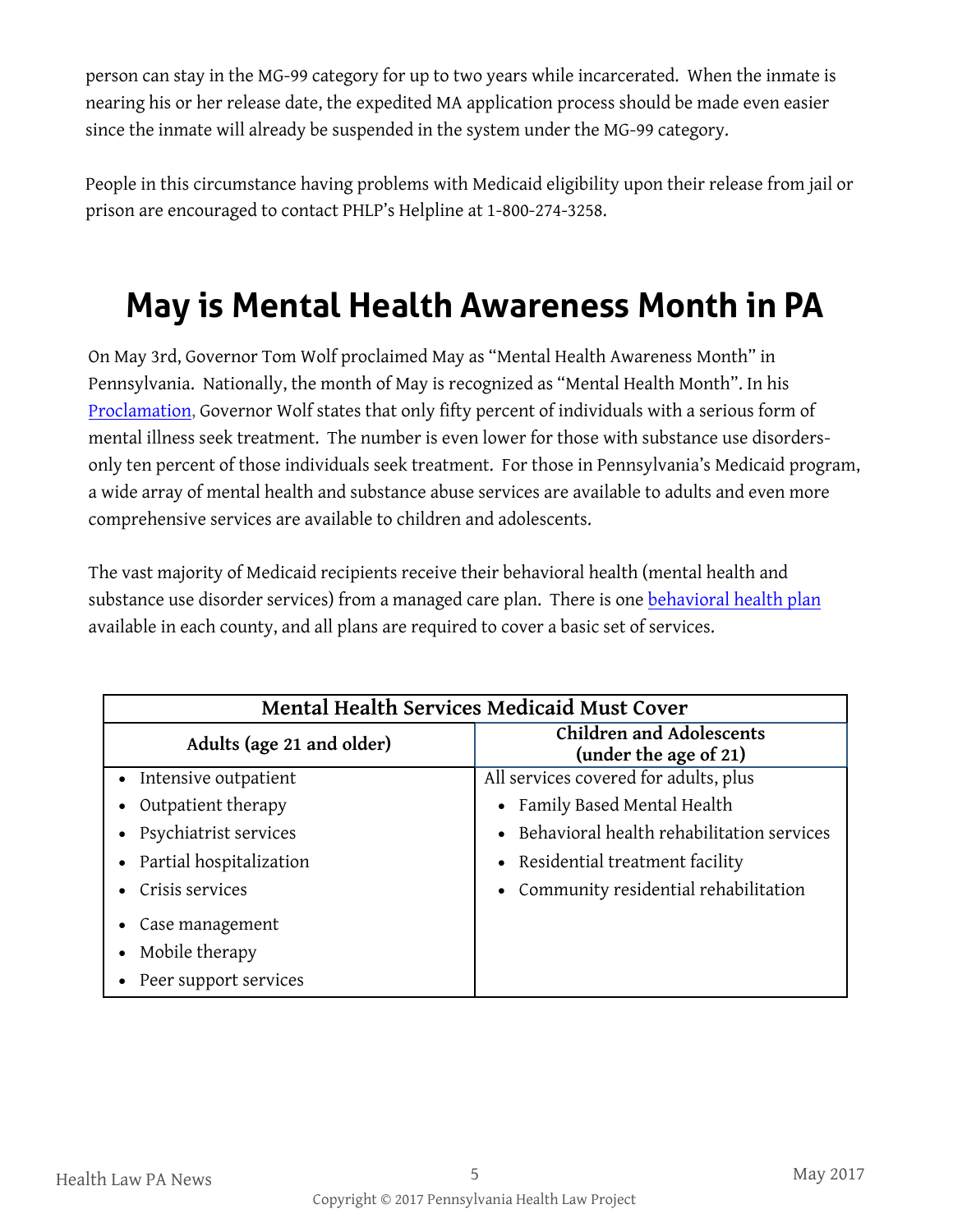person can stay in the MG-99 category for up to two years while incarcerated. When the inmate is nearing his or her release date, the expedited MA application process should be made even easier since the inmate will already be suspended in the system under the MG-99 category.

People in this circumstance having problems with Medicaid eligibility upon their release from jail or prison are encouraged to contact PHLP's Helpline at 1-800-274-3258.

# May is Mental Health Awareness Month in PA

On May 3rd, Governor Tom Wolf proclaimed May as "Mental Health Awareness Month" in Pennsylvania. Nationally, the month of May is recognized as "Mental Health Month". In his Proclamation, Governor Wolf states that only fifty percent of individuals with a serious form of mental illness seek treatment. The number is even lower for those with substance use disorders- only ten percent of those individuals seek treatment. For those in Pennsylvania's Medicaid program, a wide array of mental health and substance abuse services are available to adults and even more comprehensive services are available to children and adolescents.

The vast majority of Medicaid recipients receive their behavioral health (mental health and substance use disorder services) from a managed care plan. There is one behavioral health plan available in each county, and all plans are required to cover a basic set of services.

| **Mental Health Services Medicaid Must Cover** | |
|---|---|
| **Adults (age 21 and older)** | **Children and Adolescents (under the age of 21)** |
| • Intensive outpatient<br>• Outpatient therapy<br>• Psychiatrist services<br>• Partial hospitalization<br>• Crisis services<br>• Case management<br>• Mobile therapy<br>• Peer support services | All services covered for adults, plus<br>• Family Based Mental Health<br>• Behavioral health rehabilitation services<br>• Residential treatment facility<br>• Community residential rehabilitation |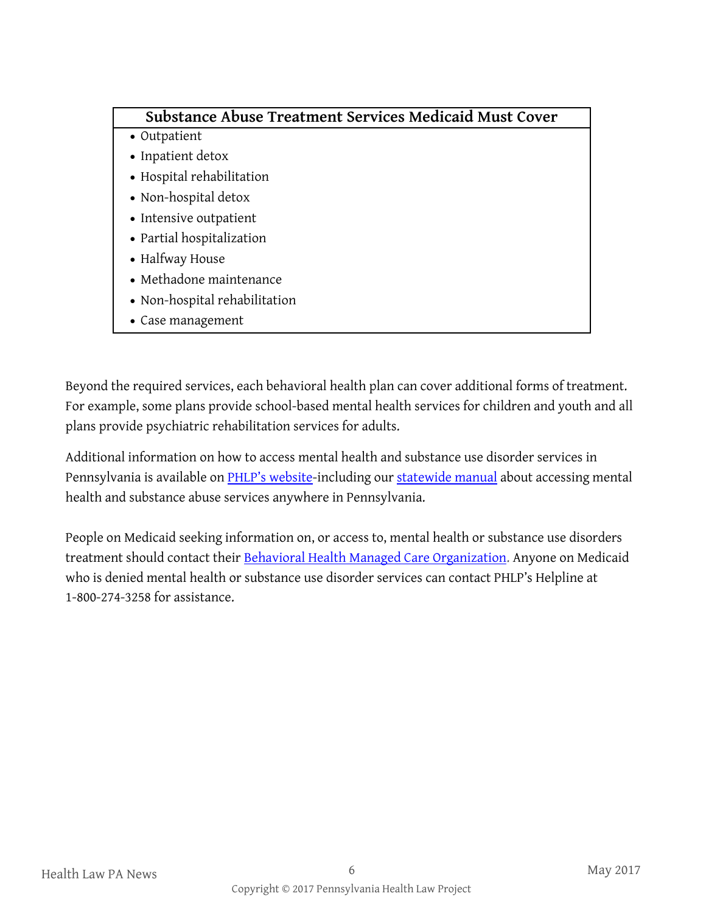| Substance Abuse Treatment Services Medicaid Must Cover |
| --- |
| • Outpatient<br>• Inpatient detox<br>• Hospital rehabilitation<br>• Non-hospital detox<br>• Intensive outpatient<br>• Partial hospitalization<br>• Halfway House<br>• Methadone maintenance<br>• Non-hospital rehabilitation<br>• Case management |

Beyond the required services, each behavioral health plan can cover additional forms of treatment. For example, some plans provide school-based mental health services for children and youth and all plans provide psychiatric rehabilitation services for adults.

Additional information on how to access mental health and substance use disorder services in Pennsylvania is available on PHLP's website-including our statewide manual about accessing mental health and substance abuse services anywhere in Pennsylvania.

People on Medicaid seeking information on, or access to, mental health or substance use disorders treatment should contact their Behavioral Health Managed Care Organization. Anyone on Medicaid who is denied mental health or substance use disorder services can contact PHLP's Helpline at 1-800-274-3258 for assistance.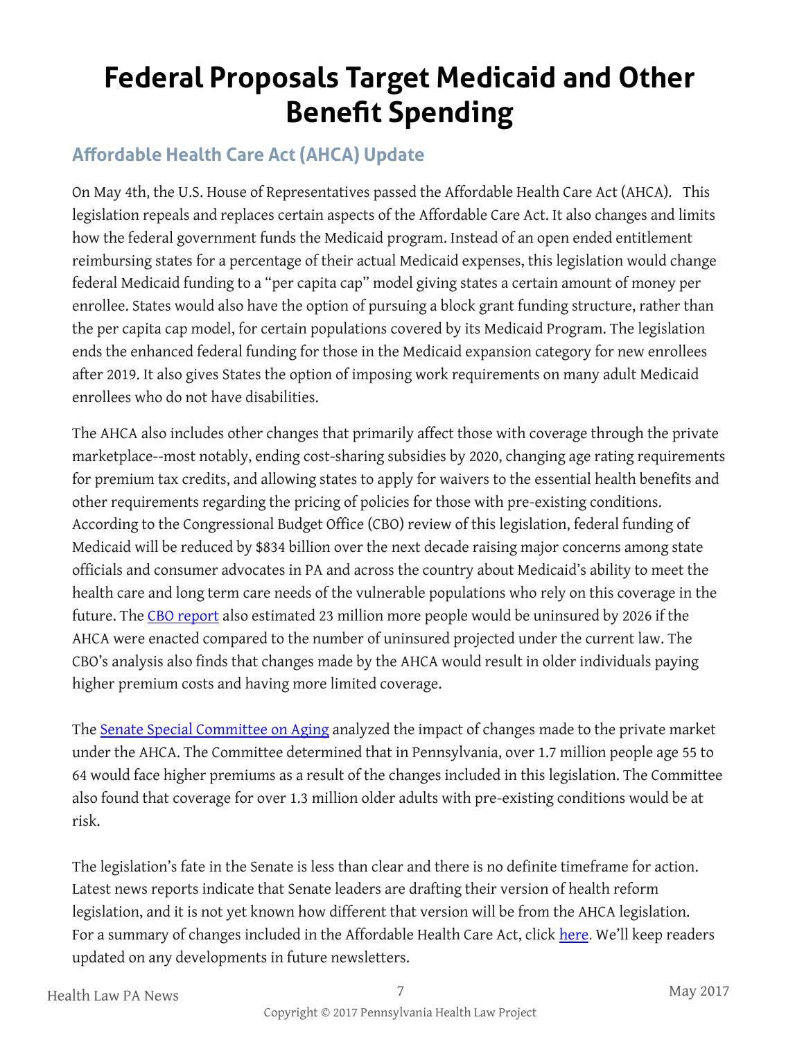# Federal Proposals Target Medicaid and Other Benefit Spending

## Affordable Health Care Act (AHCA) Update

On May 4th, the U.S. House of Representatives passed the Affordable Health Care Act (AHCA). This legislation repeals and replaces certain aspects of the Affordable Care Act. It also changes and limits how the federal government funds the Medicaid program. Instead of an open ended entitlement reimbursing states for a percentage of their actual Medicaid expenses, this legislation would change federal Medicaid funding to a "per capita cap" model giving states a certain amount of money per enrollee. States would also have the option of pursuing a block grant funding structure, rather than the per capita cap model, for certain populations covered by its Medicaid Program. The legislation ends the enhanced federal funding for those in the Medicaid expansion category for new enrollees after 2019. It also gives States the option of imposing work requirements on many adult Medicaid enrollees who do not have disabilities.

The AHCA also includes other changes that primarily affect those with coverage through the private marketplace--most notably, ending cost-sharing subsidies by 2020, changing age rating requirements for premium tax credits, and allowing states to apply for waivers to the essential health benefits and other requirements regarding the pricing of policies for those with pre-existing conditions. According to the Congressional Budget Office (CBO) review of this legislation, federal funding of Medicaid will be reduced by $834 billion over the next decade raising major concerns among state officials and consumer advocates in PA and across the country about Medicaid's ability to meet the health care and long term care needs of the vulnerable populations who rely on this coverage in the future. The CBO report also estimated 23 million more people would be uninsured by 2026 if the AHCA were enacted compared to the number of uninsured projected under the current law. The CBO's analysis also finds that changes made by the AHCA would result in older individuals paying higher premium costs and having more limited coverage.

The Senate Special Committee on Aging analyzed the impact of changes made to the private market under the AHCA. The Committee determined that in Pennsylvania, over 1.7 million people age 55 to 64 would face higher premiums as a result of the changes included in this legislation. The Committee also found that coverage for over 1.3 million older adults with pre-existing conditions would be at risk.

The legislation's fate in the Senate is less than clear and there is no definite timeframe for action. Latest news reports indicate that Senate leaders are drafting their version of health reform legislation, and it is not yet known how different that version will be from the AHCA legislation. For a summary of changes included in the Affordable Health Care Act, click here. We'll keep readers updated on any developments in future newsletters.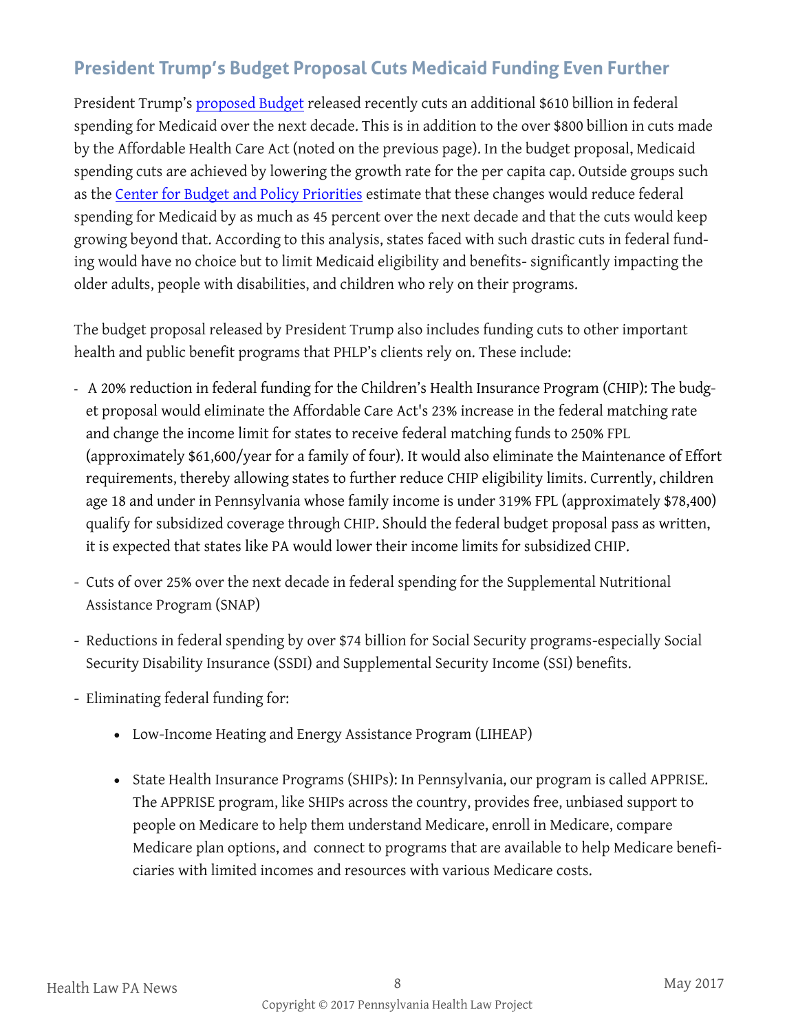## President Trump's Budget Proposal Cuts Medicaid Funding Even Further

President Trump's [proposed Budget](#) released recently cuts an additional $610 billion in federal spending for Medicaid over the next decade. This is in addition to the over $800 billion in cuts made by the Affordable Health Care Act (noted on the previous page). In the budget proposal, Medicaid spending cuts are achieved by lowering the growth rate for the per capita cap. Outside groups such as the [Center for Budget and Policy Priorities](#) estimate that these changes would reduce federal spending for Medicaid by as much as 45 percent over the next decade and that the cuts would keep growing beyond that. According to this analysis, states faced with such drastic cuts in federal funding would have no choice but to limit Medicaid eligibility and benefits- significantly impacting the older adults, people with disabilities, and children who rely on their programs.

The budget proposal released by President Trump also includes funding cuts to other important health and public benefit programs that PHLP's clients rely on. These include:

- A 20% reduction in federal funding for the Children's Health Insurance Program (CHIP): The budget proposal would eliminate the Affordable Care Act's 23% increase in the federal matching rate and change the income limit for states to receive federal matching funds to 250% FPL (approximately $61,600/year for a family of four). It would also eliminate the Maintenance of Effort requirements, thereby allowing states to further reduce CHIP eligibility limits. Currently, children age 18 and under in Pennsylvania whose family income is under 319% FPL (approximately $78,400) qualify for subsidized coverage through CHIP. Should the federal budget proposal pass as written, it is expected that states like PA would lower their income limits for subsidized CHIP.
- Cuts of over 25% over the next decade in federal spending for the Supplemental Nutritional Assistance Program (SNAP)
- Reductions in federal spending by over $74 billion for Social Security programs-especially Social Security Disability Insurance (SSDI) and Supplemental Security Income (SSI) benefits.
- Eliminating federal funding for:
    - Low-Income Heating and Energy Assistance Program (LIHEAP)
    - State Health Insurance Programs (SHIPs): In Pennsylvania, our program is called APPRISE. The APPRISE program, like SHIPs across the country, provides free, unbiased support to people on Medicare to help them understand Medicare, enroll in Medicare, compare Medicare plan options, and connect to programs that are available to help Medicare beneficiaries with limited incomes and resources with various Medicare costs.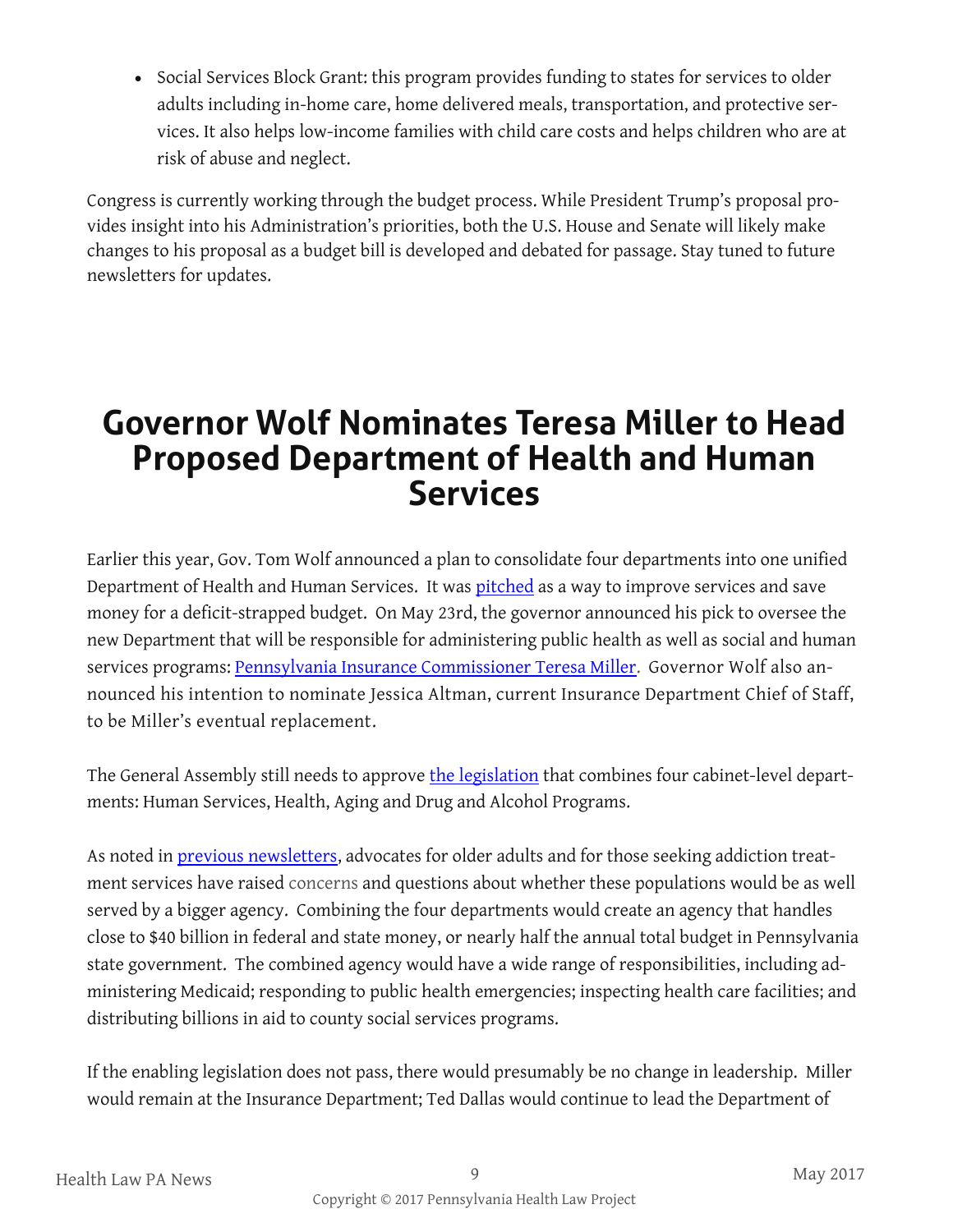- Social Services Block Grant: this program provides funding to states for services to older adults including in-home care, home delivered meals, transportation, and protective services. It also helps low-income families with child care costs and helps children who are at risk of abuse and neglect.

Congress is currently working through the budget process. While President Trump's proposal provides insight into his Administration's priorities, both the U.S. House and Senate will likely make changes to his proposal as a budget bill is developed and debated for passage. Stay tuned to future newsletters for updates.

# Governor Wolf Nominates Teresa Miller to Head Proposed Department of Health and Human Services

Earlier this year, Gov. Tom Wolf announced a plan to consolidate four departments into one unified Department of Health and Human Services. It was pitched as a way to improve services and save money for a deficit-strapped budget. On May 23rd, the governor announced his pick to oversee the new Department that will be responsible for administering public health as well as social and human services programs: Pennsylvania Insurance Commissioner Teresa Miller. Governor Wolf also announced his intention to nominate Jessica Altman, current Insurance Department Chief of Staff, to be Miller's eventual replacement.

The General Assembly still needs to approve the legislation that combines four cabinet-level departments: Human Services, Health, Aging and Drug and Alcohol Programs.

As noted in previous newsletters, advocates for older adults and for those seeking addiction treatment services have raised concerns and questions about whether these populations would be as well served by a bigger agency. Combining the four departments would create an agency that handles close to $40 billion in federal and state money, or nearly half the annual total budget in Pennsylvania state government. The combined agency would have a wide range of responsibilities, including administering Medicaid; responding to public health emergencies; inspecting health care facilities; and distributing billions in aid to county social services programs.

If the enabling legislation does not pass, there would presumably be no change in leadership. Miller would remain at the Insurance Department; Ted Dallas would continue to lead the Department of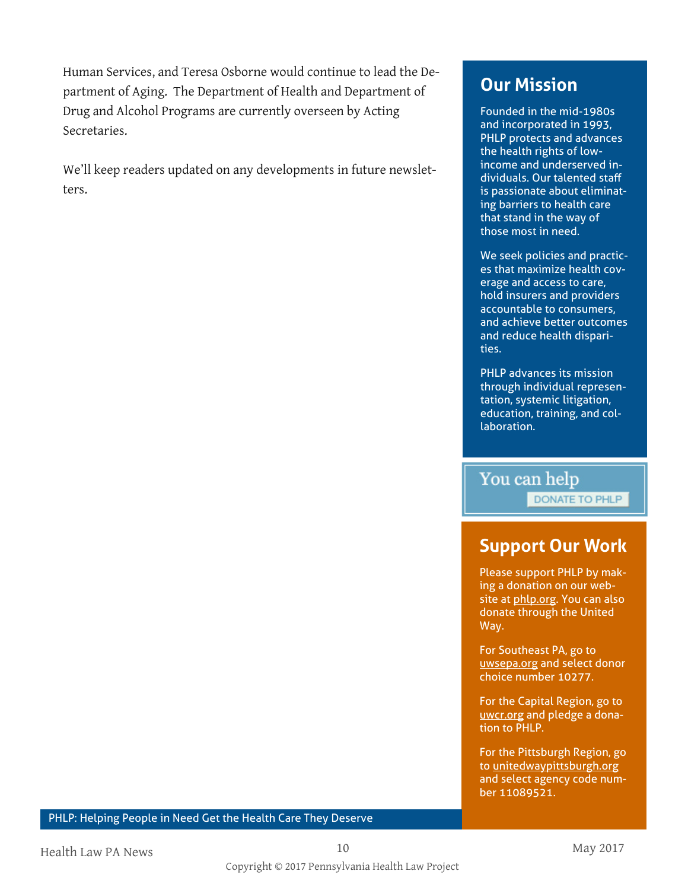Human Services, and Teresa Osborne would continue to lead the Department of Aging. The Department of Health and Department of Drug and Alcohol Programs are currently overseen by Acting Secretaries.

We'll keep readers updated on any developments in future newsletters.

## Our Mission

Founded in the mid-1980s and incorporated in 1993, PHLP protects and advances the health rights of low-income and underserved individuals. Our talented staff is passionate about eliminating barriers to health care that stand in the way of those most in need.

We seek policies and practices that maximize health coverage and access to care, hold insurers and providers accountable to consumers, and achieve better outcomes and reduce health disparities.

PHLP advances its mission through individual representation, systemic litigation, education, training, and collaboration.

You can help

DONATE TO PHLP

## Support Our Work

Please support PHLP by making a donation on our website at phlp.org. You can also donate through the United Way.

For Southeast PA, go to uwsepa.org and select donor choice number 10277.

For the Capital Region, go to uwcr.org and pledge a donation to PHLP.

For the Pittsburgh Region, go to unitedwaypittsburgh.org and select agency code number 11089521.

PHLP: Helping People in Need Get the Health Care They Deserve